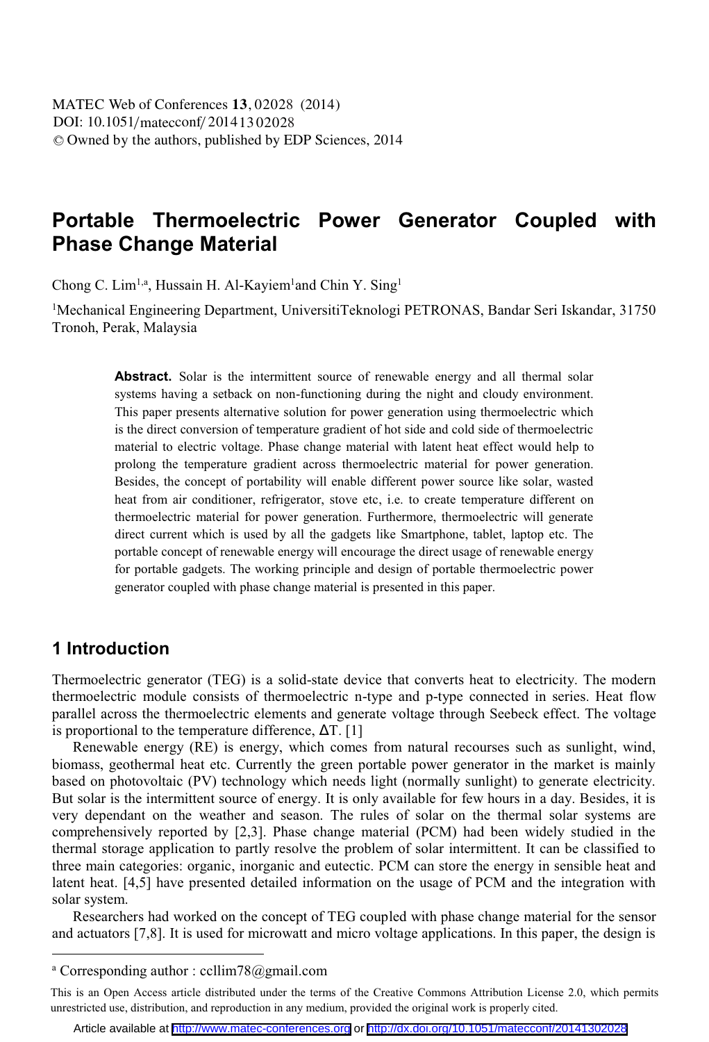# Portable Thermoelectric Power Generator Coupled with Phase Change Material

Chong C. Lim[1,a], Hussain H. Al-Kayiem[1] and Chin Y. Sing[1]

[1]Mechanical Engineering Department, UniversitiTeknologi PETRONAS, Bandar Seri Iskandar, 31750 Tronoh, Perak, Malaysia

**Abstract.** Solar is the intermittent source of renewable energy and all thermal solar systems having a setback on non-functioning during the night and cloudy environment. This paper presents alternative solution for power generation using thermoelectric which is the direct conversion of temperature gradient of hot side and cold side of thermoelectric material to electric voltage. Phase change material with latent heat effect would help to prolong the temperature gradient across thermoelectric material for power generation. Besides, the concept of portability will enable different power source like solar, wasted heat from air conditioner, refrigerator, stove etc, i.e. to create temperature different on thermoelectric material for power generation. Furthermore, thermoelectric will generate direct current which is used by all the gadgets like Smartphone, tablet, laptop etc. The portable concept of renewable energy will encourage the direct usage of renewable energy for portable gadgets. The working principle and design of portable thermoelectric power generator coupled with phase change material is presented in this paper.

## 1 Introduction

Thermoelectric generator (TEG) is a solid-state device that converts heat to electricity. The modern thermoelectric module consists of thermoelectric n-type and p-type connected in series. Heat flow parallel across the thermoelectric elements and generate voltage through Seebeck effect. The voltage is proportional to the temperature difference, $\Delta T$. [1]

Renewable energy (RE) is energy, which comes from natural recourses such as sunlight, wind, biomass, geothermal heat etc. Currently the green portable power generator in the market is mainly based on photovoltaic (PV) technology which needs light (normally sunlight) to generate electricity. But solar is the intermittent source of energy. It is only available for few hours in a day. Besides, it is very dependant on the weather and season. The rules of solar on the thermal solar systems are comprehensively reported by [2,3]. Phase change material (PCM) had been widely studied in the thermal storage application to partly resolve the problem of solar intermittent. It can be classified to three main categories: organic, inorganic and eutectic. PCM can store the energy in sensible heat and latent heat. [4,5] have presented detailed information on the usage of PCM and the integration with solar system.

Researchers had worked on the concept of TEG coupled with phase change material for the sensor and actuators [7,8]. It is used for microwatt and micro voltage applications. In this paper, the design is

[a] Corresponding author : ccllim78@gmail.com

This is an Open Access article distributed under the terms of the Creative Commons Attribution License 2.0, which permits unrestricted use, distribution, and reproduction in any medium, provided the original work is properly cited.

Article available at http://www.matec-conferences.org or http://dx.doi.org/10.1051/matecconf/20141302028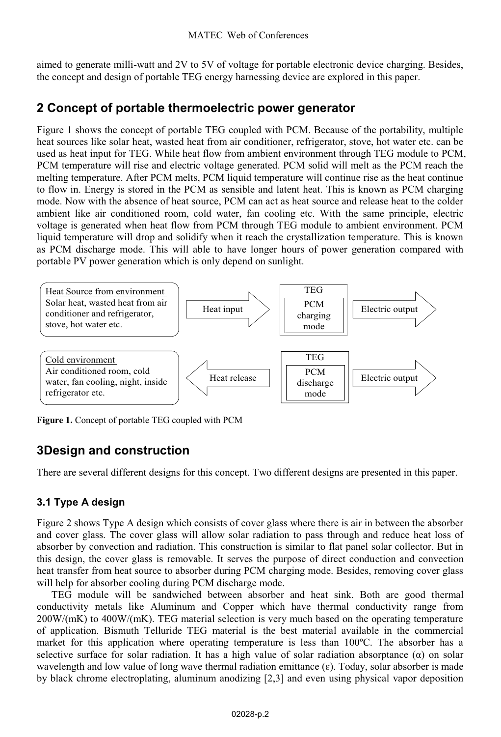aimed to generate milli-watt and 2V to 5V of voltage for portable electronic device charging. Besides, the concept and design of portable TEG energy harnessing device are explored in this paper.

## 2 Concept of portable thermoelectric power generator

Figure 1 shows the concept of portable TEG coupled with PCM. Because of the portability, multiple heat sources like solar heat, wasted heat from air conditioner, refrigerator, stove, hot water etc. can be used as heat input for TEG. While heat flow from ambient environment through TEG module to PCM, PCM temperature will rise and electric voltage generated. PCM solid will melt as the PCM reach the melting temperature. After PCM melts, PCM liquid temperature will continue rise as the heat continue to flow in. Energy is stored in the PCM as sensible and latent heat. This is known as PCM charging mode. Now with the absence of heat source, PCM can act as heat source and release heat to the colder ambient like air conditioned room, cold water, fan cooling etc. With the same principle, electric voltage is generated when heat flow from PCM through TEG module to ambient environment. PCM liquid temperature will drop and solidify when it reach the crystallization temperature. This is known as PCM discharge mode. This will able to have longer hours of power generation compared with portable PV power generation which is only depend on sunlight.

Heat Source from environment: Solar heat, wasted heat from air conditioner and refrigerator, stove, hot water etc. → Heat input → TEG (PCM charging mode) → Electric output

Cold environment: Air conditioned room, cold water, fan cooling, night, inside refrigerator etc. ← Heat release ← TEG (PCM discharge mode) → Electric output

**Figure 1.** Concept of portable TEG coupled with PCM

## 3Design and construction

There are several different designs for this concept. Two different designs are presented in this paper.

### 3.1 Type A design

Figure 2 shows Type A design which consists of cover glass where there is air in between the absorber and cover glass. The cover glass will allow solar radiation to pass through and reduce heat loss of absorber by convection and radiation. This construction is similar to flat panel solar collector. But in this design, the cover glass is removable. It serves the purpose of direct conduction and convection heat transfer from heat source to absorber during PCM charging mode. Besides, removing cover glass will help for absorber cooling during PCM discharge mode.

TEG module will be sandwiched between absorber and heat sink. Both are good thermal conductivity metals like Aluminum and Copper which have thermal conductivity range from 200W/(mK) to 400W/(mK). TEG material selection is very much based on the operating temperature of application. Bismuth Telluride TEG material is the best material available in the commercial market for this application where operating temperature is less than 100ºC. The absorber has a selective surface for solar radiation. It has a high value of solar radiation absorptance (α) on solar wavelength and low value of long wave thermal radiation emittance (ε). Today, solar absorber is made by black chrome electroplating, aluminum anodizing [2,3] and even using physical vapor deposition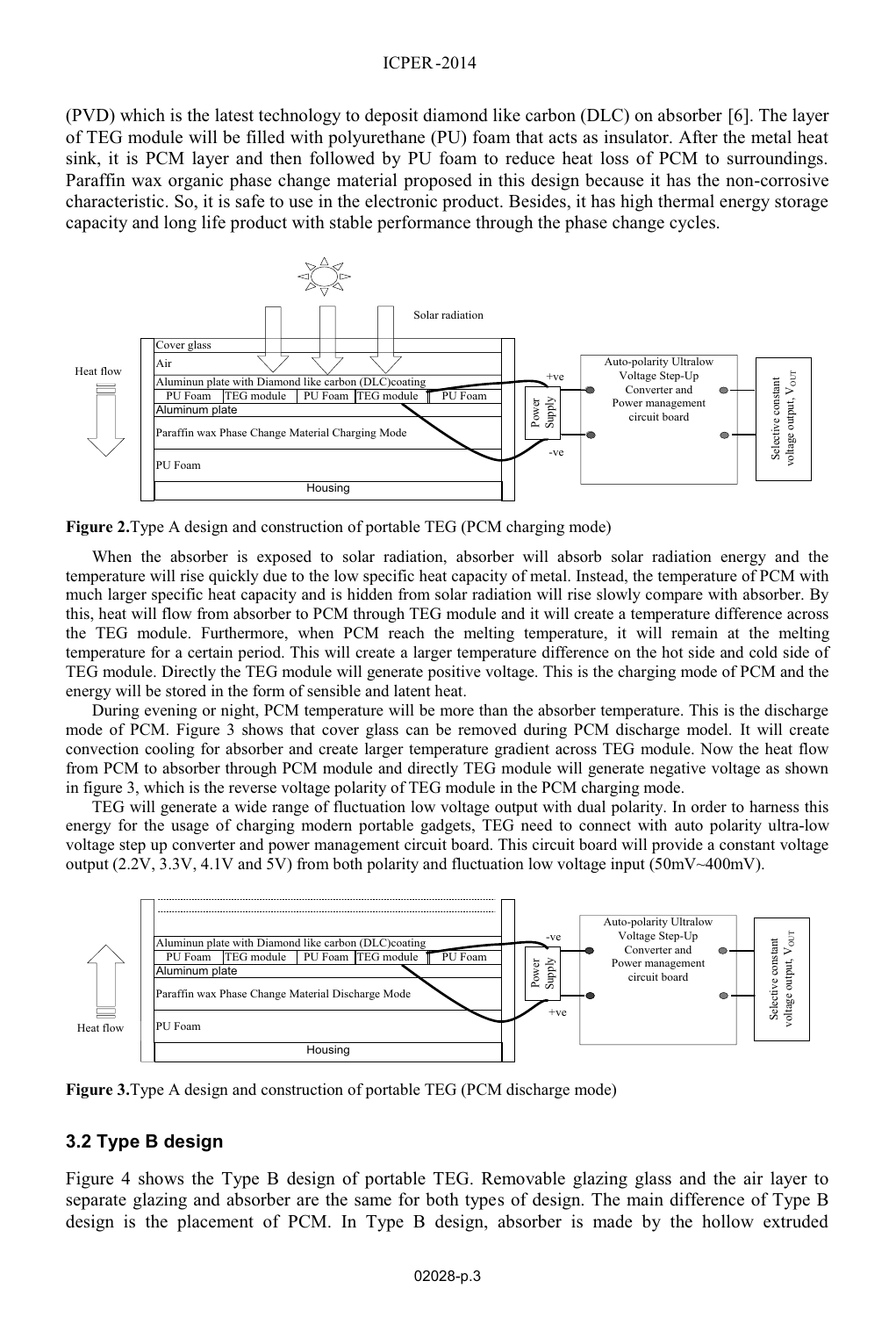(PVD) which is the latest technology to deposit diamond like carbon (DLC) on absorber [6]. The layer of TEG module will be filled with polyurethane (PU) foam that acts as insulator. After the metal heat sink, it is PCM layer and then followed by PU foam to reduce heat loss of PCM to surroundings. Paraffin wax organic phase change material proposed in this design because it has the non-corrosive characteristic. So, it is safe to use in the electronic product. Besides, it has high thermal energy storage capacity and long life product with stable performance through the phase change cycles.

**Figure 2.** Type A design and construction of portable TEG (PCM charging mode)

When the absorber is exposed to solar radiation, absorber will absorb solar radiation energy and the temperature will rise quickly due to the low specific heat capacity of metal. Instead, the temperature of PCM with much larger specific heat capacity and is hidden from solar radiation will rise slowly compare with absorber. By this, heat will flow from absorber to PCM through TEG module and it will create a temperature difference across the TEG module. Furthermore, when PCM reach the melting temperature, it will remain at the melting temperature for a certain period. This will create a larger temperature difference on the hot side and cold side of TEG module. Directly the TEG module will generate positive voltage. This is the charging mode of PCM and the energy will be stored in the form of sensible and latent heat.

During evening or night, PCM temperature will be more than the absorber temperature. This is the discharge mode of PCM. Figure 3 shows that cover glass can be removed during PCM discharge model. It will create convection cooling for absorber and create larger temperature gradient across TEG module. Now the heat flow from PCM to absorber through PCM module and directly TEG module will generate negative voltage as shown in figure 3, which is the reverse voltage polarity of TEG module in the PCM charging mode.

TEG will generate a wide range of fluctuation low voltage output with dual polarity. In order to harness this energy for the usage of charging modern portable gadgets, TEG need to connect with auto polarity ultra-low voltage step up converter and power management circuit board. This circuit board will provide a constant voltage output (2.2V, 3.3V, 4.1V and 5V) from both polarity and fluctuation low voltage input (50mV~400mV).

**Figure 3.** Type A design and construction of portable TEG (PCM discharge mode)

### 3.2 Type B design

Figure 4 shows the Type B design of portable TEG. Removable glazing glass and the air layer to separate glazing and absorber are the same for both types of design. The main difference of Type B design is the placement of PCM. In Type B design, absorber is made by the hollow extruded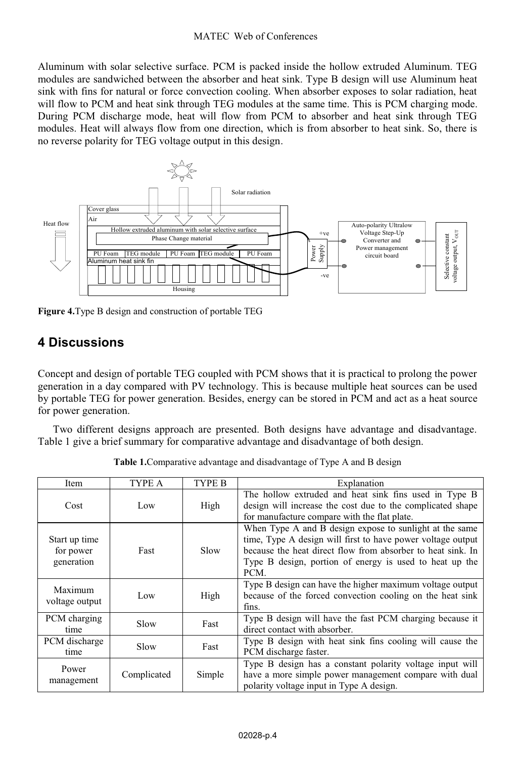Aluminum with solar selective surface. PCM is packed inside the hollow extruded Aluminum. TEG modules are sandwiched between the absorber and heat sink. Type B design will use Aluminum heat sink with fins for natural or force convection cooling. When absorber exposes to solar radiation, heat will flow to PCM and heat sink through TEG modules at the same time. This is PCM charging mode. During PCM discharge mode, heat will flow from PCM to absorber and heat sink through TEG modules. Heat will always flow from one direction, which is from absorber to heat sink. So, there is no reverse polarity for TEG voltage output in this design.

**Figure 4.** Type B design and construction of portable TEG

## 4 Discussions

Concept and design of portable TEG coupled with PCM shows that it is practical to prolong the power generation in a day compared with PV technology. This is because multiple heat sources can be used by portable TEG for power generation. Besides, energy can be stored in PCM and act as a heat source for power generation.

Two different designs approach are presented. Both designs have advantage and disadvantage. Table 1 give a brief summary for comparative advantage and disadvantage of both design.

**Table 1.** Comparative advantage and disadvantage of Type A and B design

| Item | TYPE A | TYPE B | Explanation |
|---|---|---|---|
| Cost | Low | High | The hollow extruded and heat sink fins used in Type B design will increase the cost due to the complicated shape for manufacture compare with the flat plate. |
| Start up time for power generation | Fast | Slow | When Type A and B design expose to sunlight at the same time, Type A design will first to have power voltage output because the heat direct flow from absorber to heat sink. In Type B design, portion of energy is used to heat up the PCM. |
| Maximum voltage output | Low | High | Type B design can have the higher maximum voltage output because of the forced convection cooling on the heat sink fins. |
| PCM charging time | Slow | Fast | Type B design will have the fast PCM charging because it direct contact with absorber. |
| PCM discharge time | Slow | Fast | Type B design with heat sink fins cooling will cause the PCM discharge faster. |
| Power management | Complicated | Simple | Type B design has a constant polarity voltage input will have a more simple power management compare with dual polarity voltage input in Type A design. |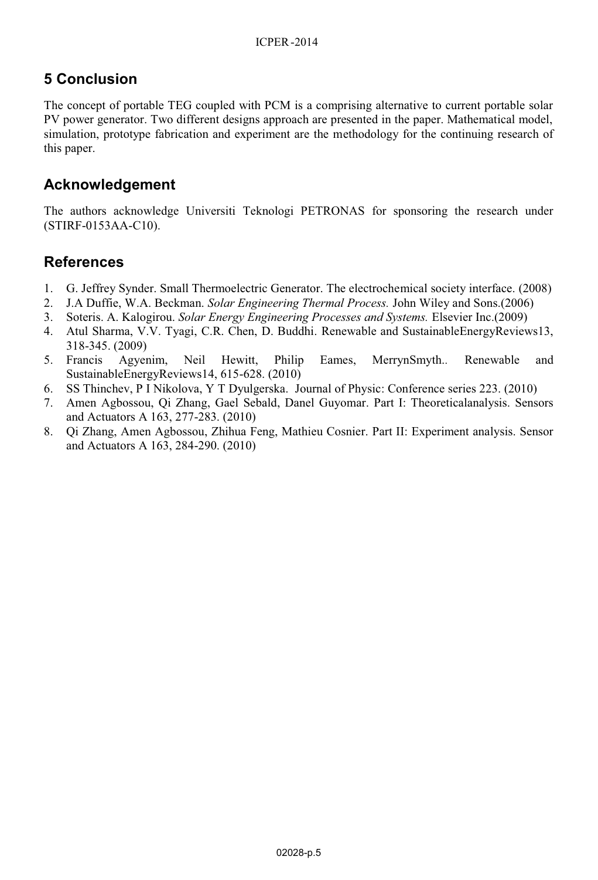## 5 Conclusion

The concept of portable TEG coupled with PCM is a comprising alternative to current portable solar PV power generator. Two different designs approach are presented in the paper. Mathematical model, simulation, prototype fabrication and experiment are the methodology for the continuing research of this paper.

## Acknowledgement

The authors acknowledge Universiti Teknologi PETRONAS for sponsoring the research under (STIRF-0153AA-C10).

## References

1. G. Jeffrey Synder. Small Thermoelectric Generator. The electrochemical society interface. (2008)
2. J.A Duffie, W.A. Beckman. *Solar Engineering Thermal Process.* John Wiley and Sons.(2006)
3. Soteris. A. Kalogirou. *Solar Energy Engineering Processes and Systems.* Elsevier Inc.(2009)
4. Atul Sharma, V.V. Tyagi, C.R. Chen, D. Buddhi. Renewable and SustainableEnergyReviews13, 318-345. (2009)
5. Francis Agyenim, Neil Hewitt, Philip Eames, MerrynSmyth.. Renewable and SustainableEnergyReviews14, 615-628. (2010)
6. SS Thinchev, P I Nikolova, Y T Dyulgerska. Journal of Physic: Conference series 223. (2010)
7. Amen Agbossou, Qi Zhang, Gael Sebald, Danel Guyomar. Part I: Theoreticalanalysis. Sensors and Actuators A 163, 277-283. (2010)
8. Qi Zhang, Amen Agbossou, Zhihua Feng, Mathieu Cosnier. Part II: Experiment analysis. Sensor and Actuators A 163, 284-290. (2010)